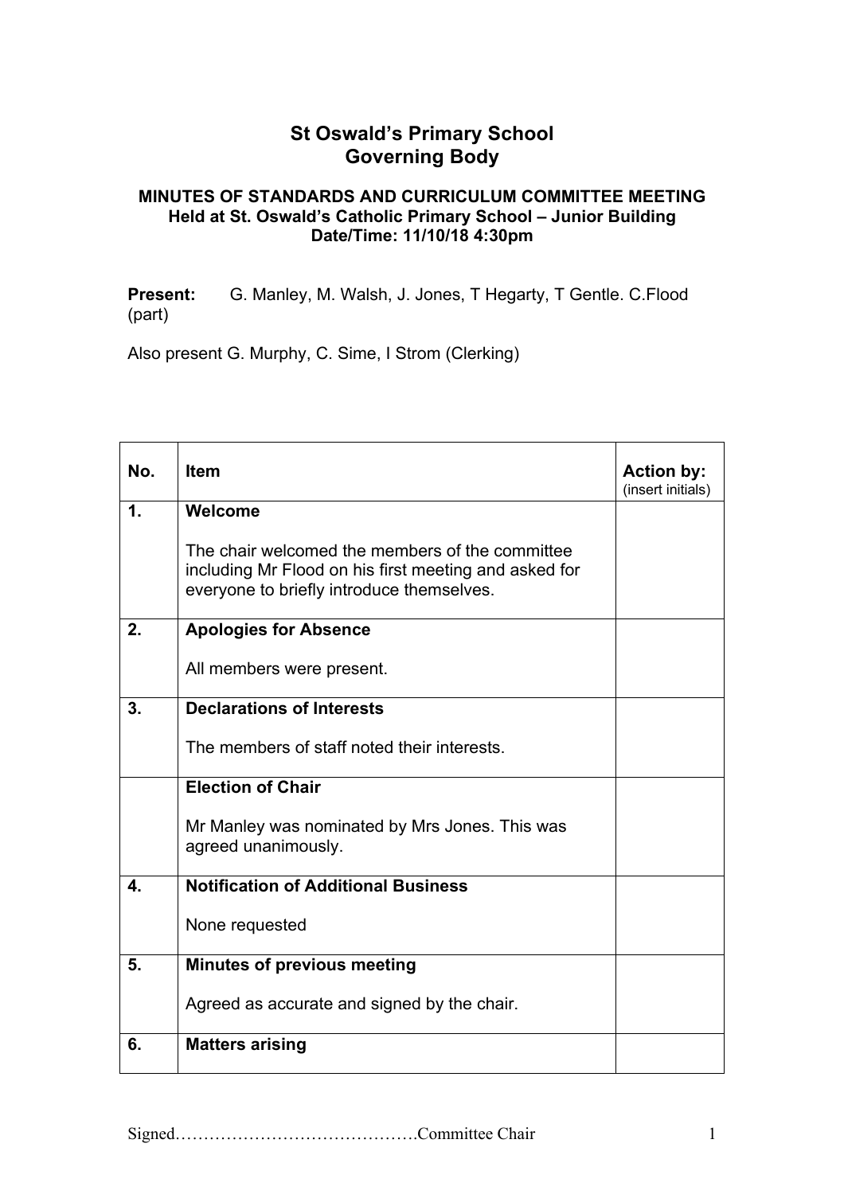# St Oswald's Primary School
# Governing Body

### MINUTES OF STANDARDS AND CURRICULUM COMMITTEE MEETING
### Held at St. Oswald's Catholic Primary School – Junior Building
### Date/Time: 11/10/18 4:30pm

**Present:** G. Manley, M. Walsh, J. Jones, T Hegarty, T Gentle. C.Flood (part)

Also present G. Murphy, C. Sime, I Strom (Clerking)

| No. | Item | Action by: (insert initials) |
|---|---|---|
| 1. | **Welcome**<br><br>The chair welcomed the members of the committee including Mr Flood on his first meeting and asked for everyone to briefly introduce themselves. | |
| 2. | **Apologies for Absence**<br><br>All members were present. | |
| 3. | **Declarations of Interests**<br><br>The members of staff noted their interests. | |
| | **Election of Chair**<br><br>Mr Manley was nominated by Mrs Jones. This was agreed unanimously. | |
| 4. | **Notification of Additional Business**<br><br>None requested | |
| 5. | **Minutes of previous meeting**<br><br>Agreed as accurate and signed by the chair. | |
| 6. | **Matters arising** | |

Signed…………………………………….Committee Chair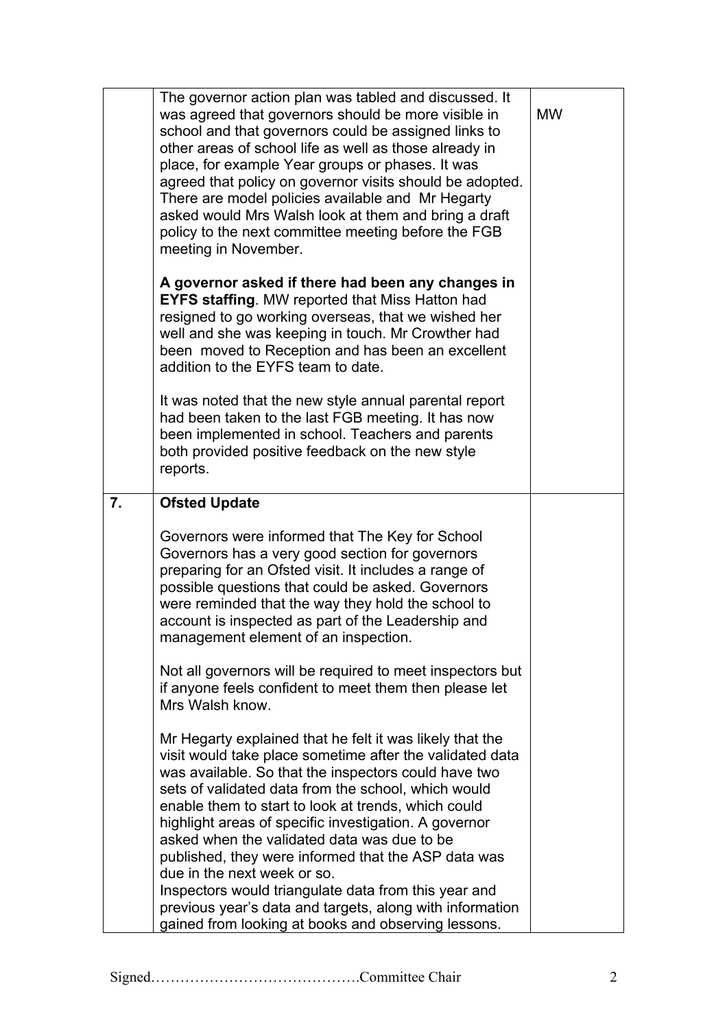| | | |
|---|---|---|
| | The governor action plan was tabled and discussed. It was agreed that governors should be more visible in school and that governors could be assigned links to other areas of school life as well as those already in place, for example Year groups or phases. It was agreed that policy on governor visits should be adopted. There are model policies available and Mr Hegarty asked would Mrs Walsh look at them and bring a draft policy to the next committee meeting before the FGB meeting in November.<br><br>**A governor asked if there had been any changes in EYFS staffing**. MW reported that Miss Hatton had resigned to go working overseas, that we wished her well and she was keeping in touch. Mr Crowther had been moved to Reception and has been an excellent addition to the EYFS team to date.<br><br>It was noted that the new style annual parental report had been taken to the last FGB meeting. It has now been implemented in school. Teachers and parents both provided positive feedback on the new style reports. | MW |
| **7.** | **Ofsted Update**<br><br>Governors were informed that The Key for School Governors has a very good section for governors preparing for an Ofsted visit. It includes a range of possible questions that could be asked. Governors were reminded that the way they hold the school to account is inspected as part of the Leadership and management element of an inspection.<br><br>Not all governors will be required to meet inspectors but if anyone feels confident to meet them then please let Mrs Walsh know.<br><br>Mr Hegarty explained that he felt it was likely that the visit would take place sometime after the validated data was available. So that the inspectors could have two sets of validated data from the school, which would enable them to start to look at trends, which could highlight areas of specific investigation. A governor asked when the validated data was due to be published, they were informed that the ASP data was due in the next week or so.<br>Inspectors would triangulate data from this year and previous year's data and targets, along with information gained from looking at books and observing lessons. | |

Signed…………………………………….Committee Chair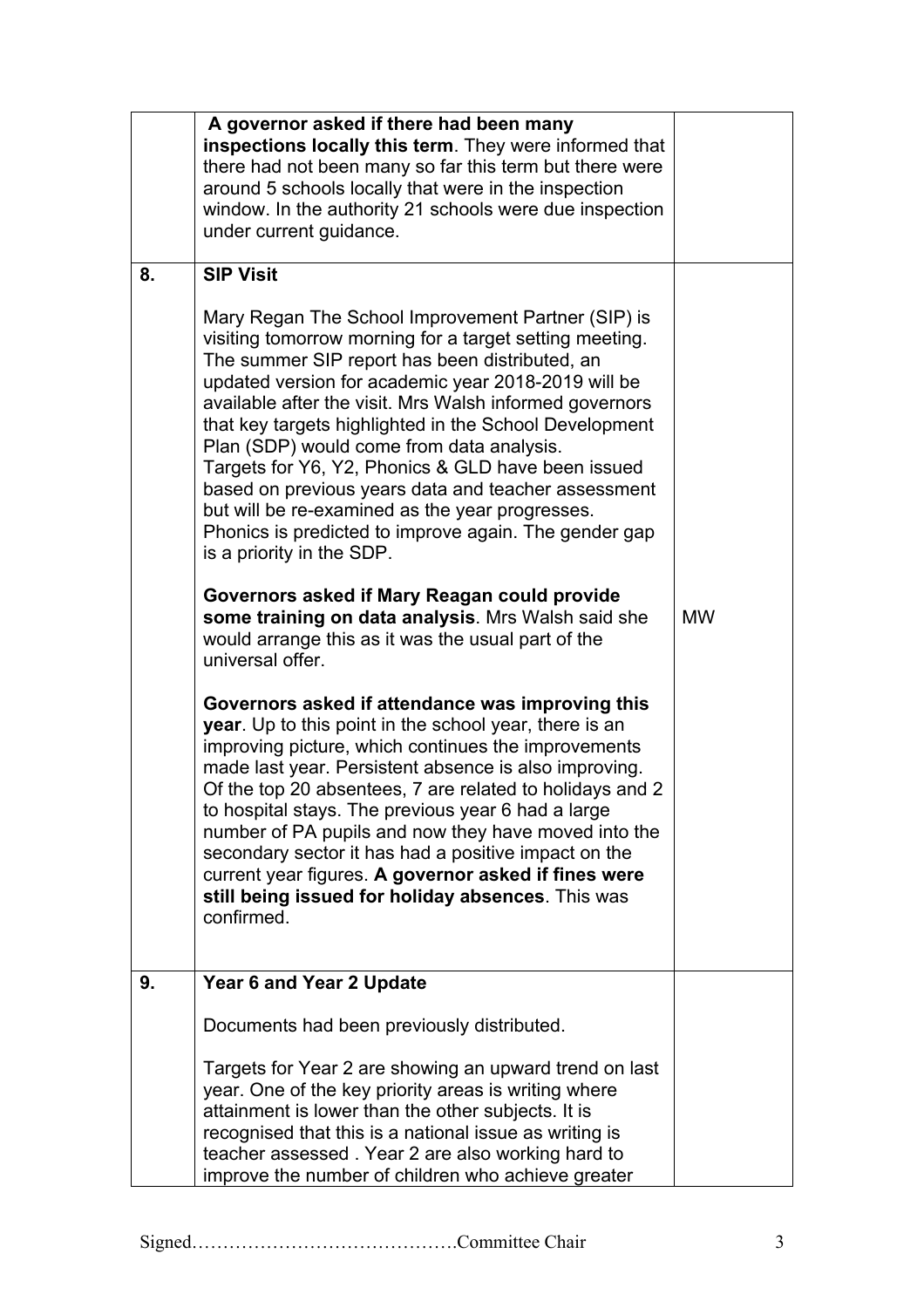|  |  |  |
|---|---|---|
|  | **A governor asked if there had been many inspections locally this term**. They were informed that there had not been many so far this term but there were around 5 schools locally that were in the inspection window. In the authority 21 schools were due inspection under current guidance. |  |
| 8. | **SIP Visit**<br><br>Mary Regan The School Improvement Partner (SIP) is visiting tomorrow morning for a target setting meeting. The summer SIP report has been distributed, an updated version for academic year 2018-2019 will be available after the visit. Mrs Walsh informed governors that key targets highlighted in the School Development Plan (SDP) would come from data analysis.<br>Targets for Y6, Y2, Phonics & GLD have been issued based on previous years data and teacher assessment but will be re-examined as the year progresses.<br>Phonics is predicted to improve again. The gender gap is a priority in the SDP.<br><br>**Governors asked if Mary Reagan could provide some training on data analysis**. Mrs Walsh said she would arrange this as it was the usual part of the universal offer.<br><br>**Governors asked if attendance was improving this year**. Up to this point in the school year, there is an improving picture, which continues the improvements made last year. Persistent absence is also improving. Of the top 20 absentees, 7 are related to holidays and 2 to hospital stays. The previous year 6 had a large number of PA pupils and now they have moved into the secondary sector it has had a positive impact on the current year figures. **A governor asked if fines were still being issued for holiday absences**. This was confirmed. | MW |
| 9. | **Year 6 and Year 2 Update**<br><br>Documents had been previously distributed.<br><br>Targets for Year 2 are showing an upward trend on last year. One of the key priority areas is writing where attainment is lower than the other subjects. It is recognised that this is a national issue as writing is teacher assessed . Year 2 are also working hard to improve the number of children who achieve greater |  |

Signed……………………………………Committee Chair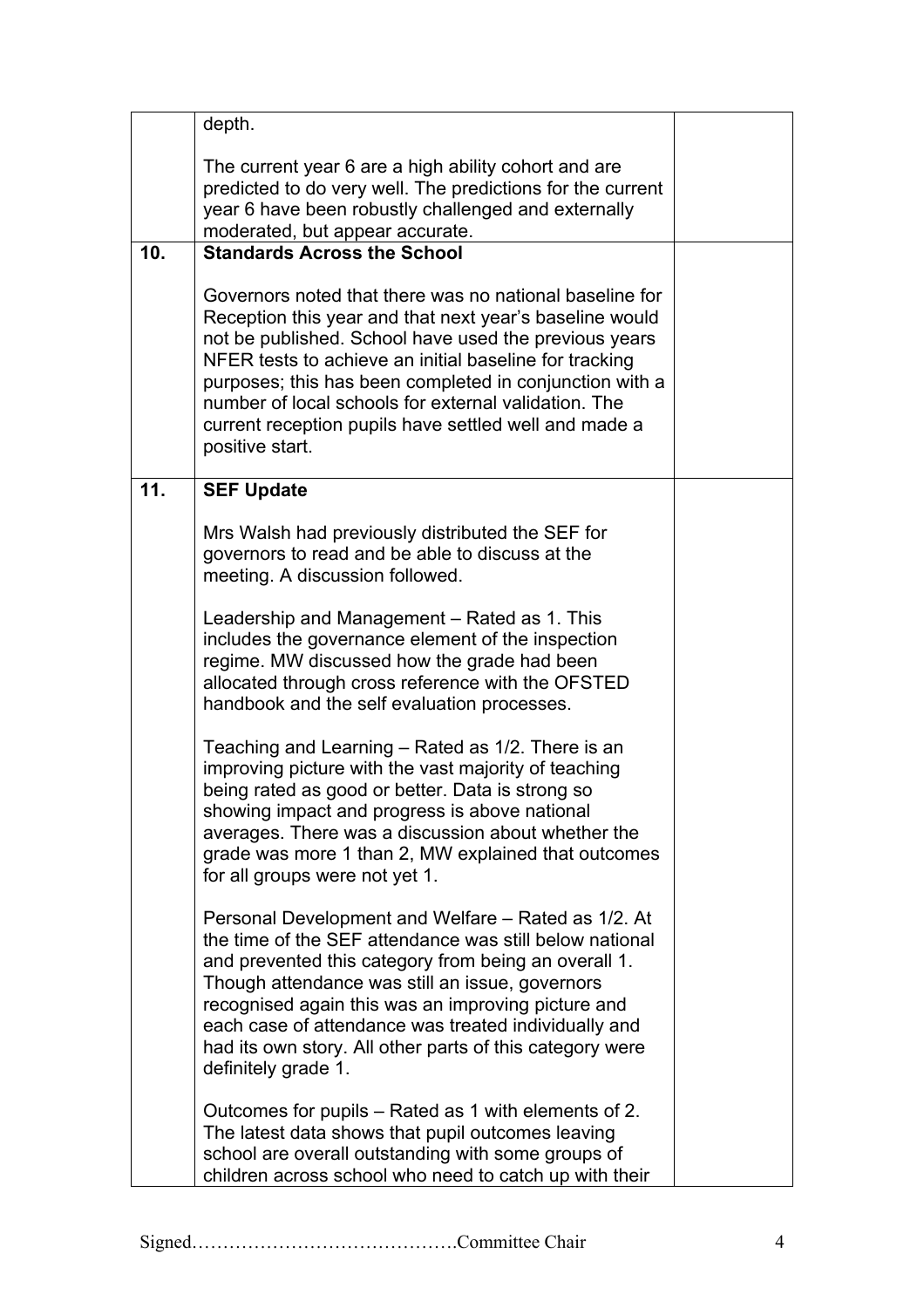| | | |
|---|---|---|
| | depth.<br><br>The current year 6 are a high ability cohort and are predicted to do very well. The predictions for the current year 6 have been robustly challenged and externally moderated, but appear accurate. | |
| **10.** | **Standards Across the School**<br><br>Governors noted that there was no national baseline for Reception this year and that next year's baseline would not be published. School have used the previous years NFER tests to achieve an initial baseline for tracking purposes; this has been completed in conjunction with a number of local schools for external validation. The current reception pupils have settled well and made a positive start. | |
| **11.** | **SEF Update**<br><br>Mrs Walsh had previously distributed the SEF for governors to read and be able to discuss at the meeting. A discussion followed.<br><br>Leadership and Management – Rated as 1. This includes the governance element of the inspection regime. MW discussed how the grade had been allocated through cross reference with the OFSTED handbook and the self evaluation processes.<br><br>Teaching and Learning – Rated as 1/2. There is an improving picture with the vast majority of teaching being rated as good or better. Data is strong so showing impact and progress is above national averages. There was a discussion about whether the grade was more 1 than 2, MW explained that outcomes for all groups were not yet 1.<br><br>Personal Development and Welfare – Rated as 1/2. At the time of the SEF attendance was still below national and prevented this category from being an overall 1. Though attendance was still an issue, governors recognised again this was an improving picture and each case of attendance was treated individually and had its own story. All other parts of this category were definitely grade 1.<br><br>Outcomes for pupils – Rated as 1 with elements of 2. The latest data shows that pupil outcomes leaving school are overall outstanding with some groups of children across school who need to catch up with their | |

Signed…………………………………….Committee Chair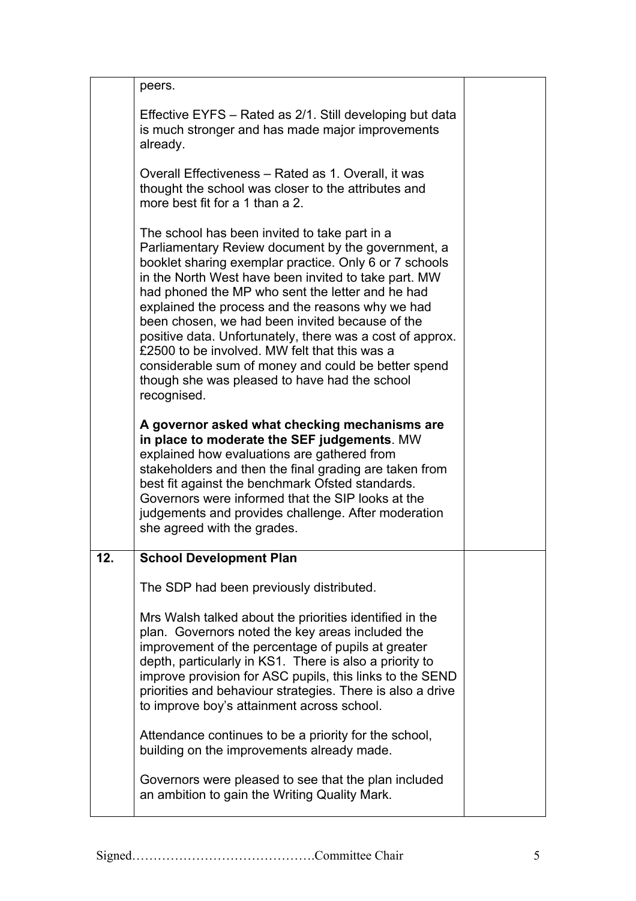| | | |
|---|---|---|
| | peers.<br><br>Effective EYFS – Rated as 2/1. Still developing but data is much stronger and has made major improvements already.<br><br>Overall Effectiveness – Rated as 1. Overall, it was thought the school was closer to the attributes and more best fit for a 1 than a 2.<br><br>The school has been invited to take part in a Parliamentary Review document by the government, a booklet sharing exemplar practice. Only 6 or 7 schools in the North West have been invited to take part. MW had phoned the MP who sent the letter and he had explained the process and the reasons why we had been chosen, we had been invited because of the positive data. Unfortunately, there was a cost of approx. £2500 to be involved. MW felt that this was a considerable sum of money and could be better spend though she was pleased to have had the school recognised.<br><br>**A governor asked what checking mechanisms are in place to moderate the SEF judgements**. MW explained how evaluations are gathered from stakeholders and then the final grading are taken from best fit against the benchmark Ofsted standards. Governors were informed that the SIP looks at the judgements and provides challenge. After moderation she agreed with the grades. | |
| **12.** | **School Development Plan**<br><br>The SDP had been previously distributed.<br><br>Mrs Walsh talked about the priorities identified in the plan. Governors noted the key areas included the improvement of the percentage of pupils at greater depth, particularly in KS1. There is also a priority to improve provision for ASC pupils, this links to the SEND priorities and behaviour strategies. There is also a drive to improve boy's attainment across school.<br><br>Attendance continues to be a priority for the school, building on the improvements already made.<br><br>Governors were pleased to see that the plan included an ambition to gain the Writing Quality Mark. | |

Signed…………………………………….Committee Chair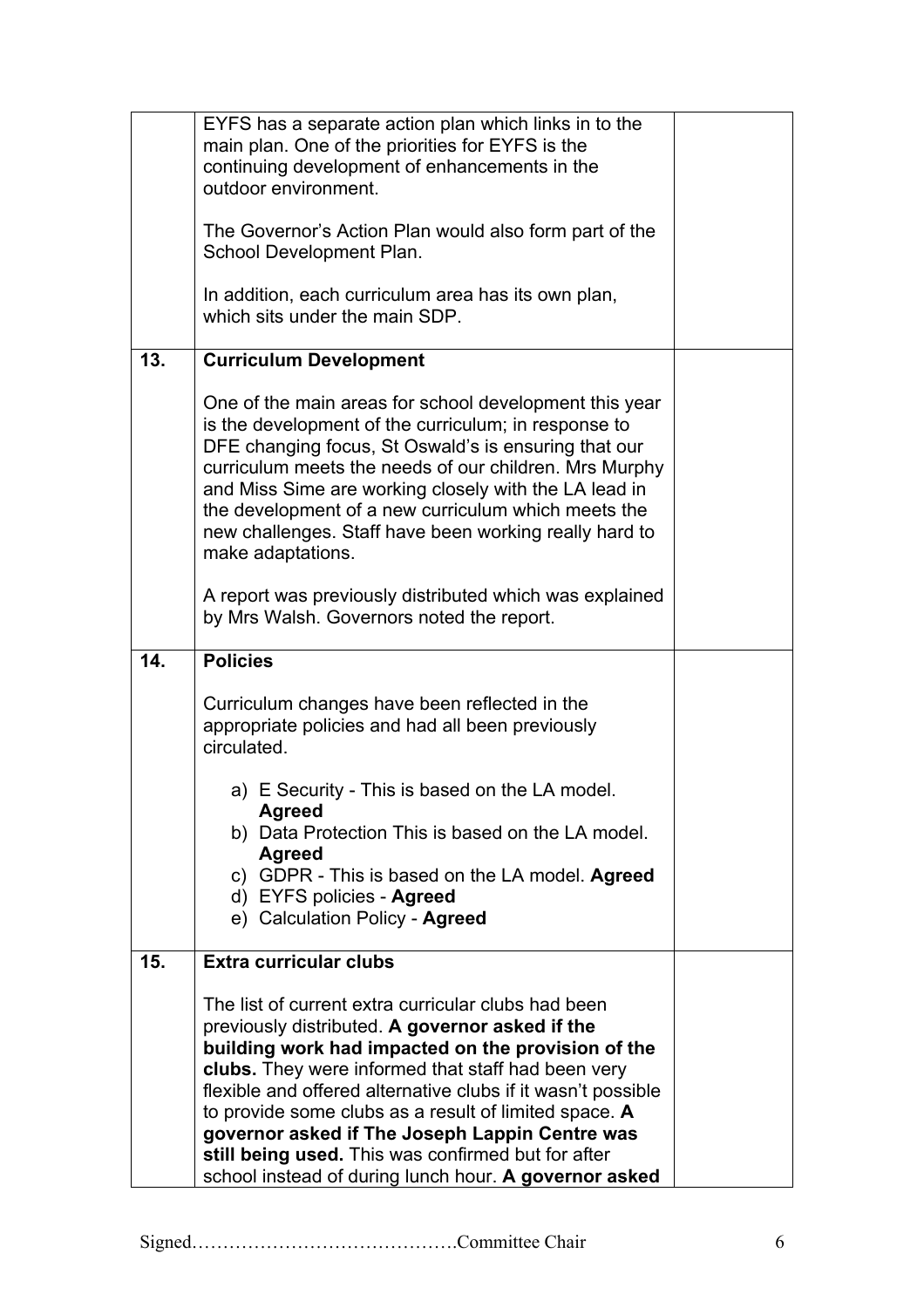| | | |
|---|---|---|
| | EYFS has a separate action plan which links in to the main plan. One of the priorities for EYFS is the continuing development of enhancements in the outdoor environment.<br><br>The Governor's Action Plan would also form part of the School Development Plan.<br><br>In addition, each curriculum area has its own plan, which sits under the main SDP. | |
| **13.** | **Curriculum Development**<br><br>One of the main areas for school development this year is the development of the curriculum; in response to DFE changing focus, St Oswald's is ensuring that our curriculum meets the needs of our children. Mrs Murphy and Miss Sime are working closely with the LA lead in the development of a new curriculum which meets the new challenges. Staff have been working really hard to make adaptations.<br><br>A report was previously distributed which was explained by Mrs Walsh. Governors noted the report. | |
| **14.** | **Policies**<br><br>Curriculum changes have been reflected in the appropriate policies and had all been previously circulated.<br><br>a) E Security - This is based on the LA model. **Agreed**<br>b) Data Protection This is based on the LA model. **Agreed**<br>c) GDPR - This is based on the LA model. **Agreed**<br>d) EYFS policies - **Agreed**<br>e) Calculation Policy - **Agreed** | |
| **15.** | **Extra curricular clubs**<br><br>The list of current extra curricular clubs had been previously distributed. **A governor asked if the building work had impacted on the provision of the clubs.** They were informed that staff had been very flexible and offered alternative clubs if it wasn't possible to provide some clubs as a result of limited space. **A governor asked if The Joseph Lappin Centre was still being used.** This was confirmed but for after school instead of during lunch hour. **A governor asked** | |

Signed……………………………………Committee Chair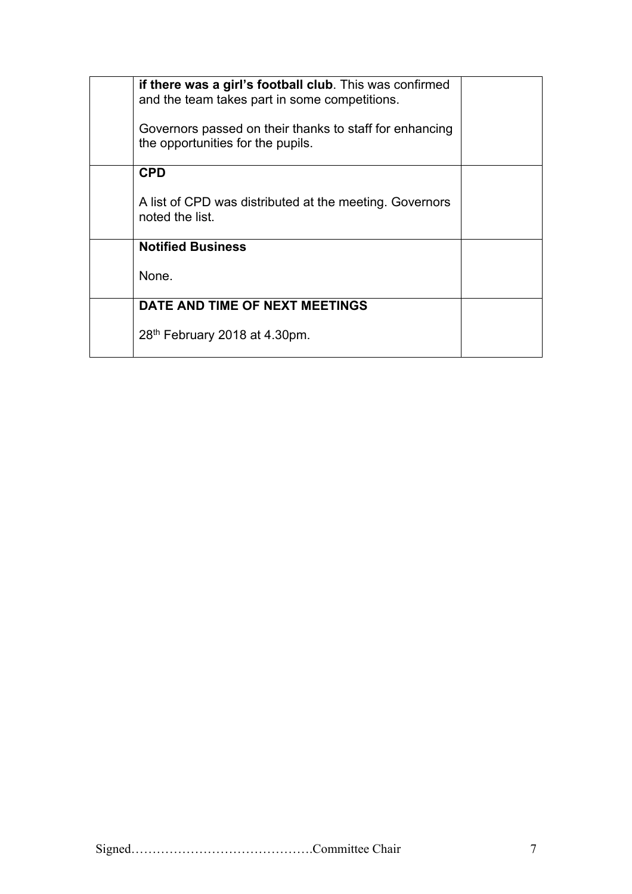| | | |
|---|---|---|
| | **if there was a girl's football club**. This was confirmed and the team takes part in some competitions.<br><br>Governors passed on their thanks to staff for enhancing the opportunities for the pupils. | |
| | **CPD**<br><br>A list of CPD was distributed at the meeting. Governors noted the list. | |
| | **Notified Business**<br><br>None. | |
| | **DATE AND TIME OF NEXT MEETINGS**<br><br>28th February 2018 at 4.30pm. | |

Signed…………………………………….Committee Chair